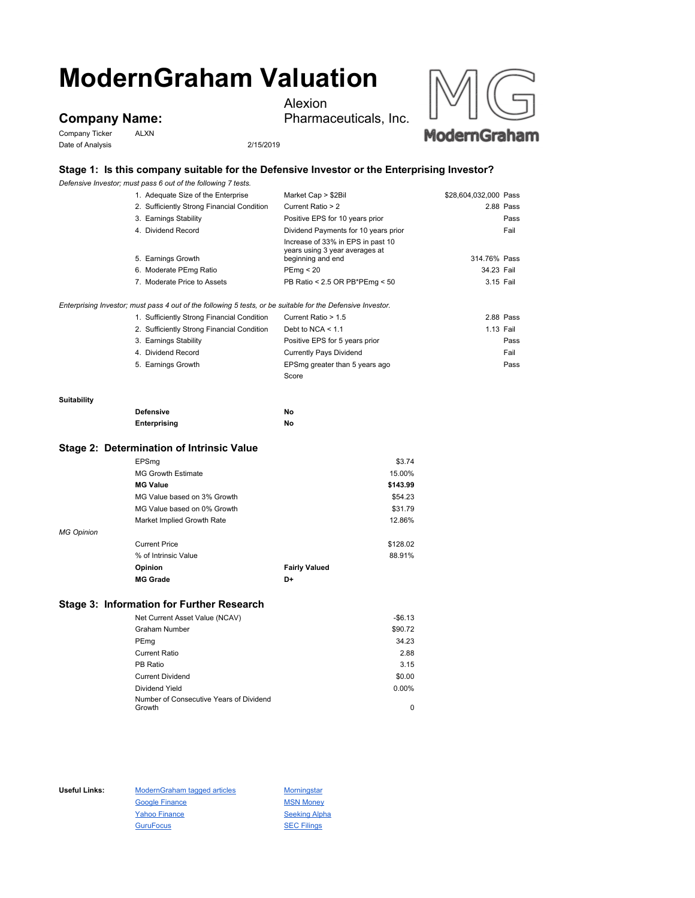# ModernGraham Valuation

## Company Name:

Alexion Pharmaceuticals, Inc.

Company Ticker ALXN

Date of Analysis 2/15/2019

### Stage 1: Is this company suitable for the Defensive Investor or the Enterprising Investor?

*Defensive Investor; must pass 6 out of the following 7 tests.*

| Test | Criterion | Value | Result |
|---|---|---|---|
| 1. Adequate Size of the Enterprise | Market Cap > $2Bil | $28,604,032,000 | Pass |
| 2. Sufficiently Strong Financial Condition | Current Ratio > 2 | 2.88 | Pass |
| 3. Earnings Stability | Positive EPS for 10 years prior | | Pass |
| 4. Dividend Record | Dividend Payments for 10 years prior | | Fail |
| 5. Earnings Growth | Increase of 33% in EPS in past 10 years using 3 year averages at beginning and end | 314.76% | Pass |
| 6. Moderate PEmg Ratio | PEmg < 20 | 34.23 | Fail |
| 7. Moderate Price to Assets | PB Ratio < 2.5 OR PB*PEmg < 50 | 3.15 | Fail |

*Enterprising Investor; must pass 4 out of the following 5 tests, or be suitable for the Defensive Investor.*

| Test | Criterion | Value | Result |
|---|---|---|---|
| 1. Sufficiently Strong Financial Condition | Current Ratio > 1.5 | 2.88 | Pass |
| 2. Sufficiently Strong Financial Condition | Debt to NCA < 1.1 | 1.13 | Fail |
| 3. Earnings Stability | Positive EPS for 5 years prior | | Pass |
| 4. Dividend Record | Currently Pays Dividend | | Fail |
| 5. Earnings Growth | EPSmg greater than 5 years ago | | Pass |
| | Score | | |

**Suitability**

| | |
|---|---|
| **Defensive** | **No** |
| **Enterprising** | **No** |

### Stage 2: Determination of Intrinsic Value

| | | |
|---|---|---|
| EPSmg | | $3.74 |
| MG Growth Estimate | | 15.00% |
| **MG Value** | | **$143.99** |
| MG Value based on 3% Growth | | $54.23 |
| MG Value based on 0% Growth | | $31.79 |
| Market Implied Growth Rate | | 12.86% |

*MG Opinion*

| | | |
|---|---|---|
| Current Price | | $128.02 |
| % of Intrinsic Value | | 88.91% |
| **Opinion** | **Fairly Valued** | |
| **MG Grade** | **D+** | |

### Stage 3: Information for Further Research

| | |
|---|---|
| Net Current Asset Value (NCAV) | -$6.13 |
| Graham Number | $90.72 |
| PEmg | 34.23 |
| Current Ratio | 2.88 |
| PB Ratio | 3.15 |
| Current Dividend | $0.00 |
| Dividend Yield | 0.00% |
| Number of Consecutive Years of Dividend Growth | 0 |

**Useful Links:**

| | |
|---|---|
| ModernGraham tagged articles | Morningstar |
| Google Finance | MSN Money |
| Yahoo Finance | Seeking Alpha |
| GuruFocus | SEC Filings |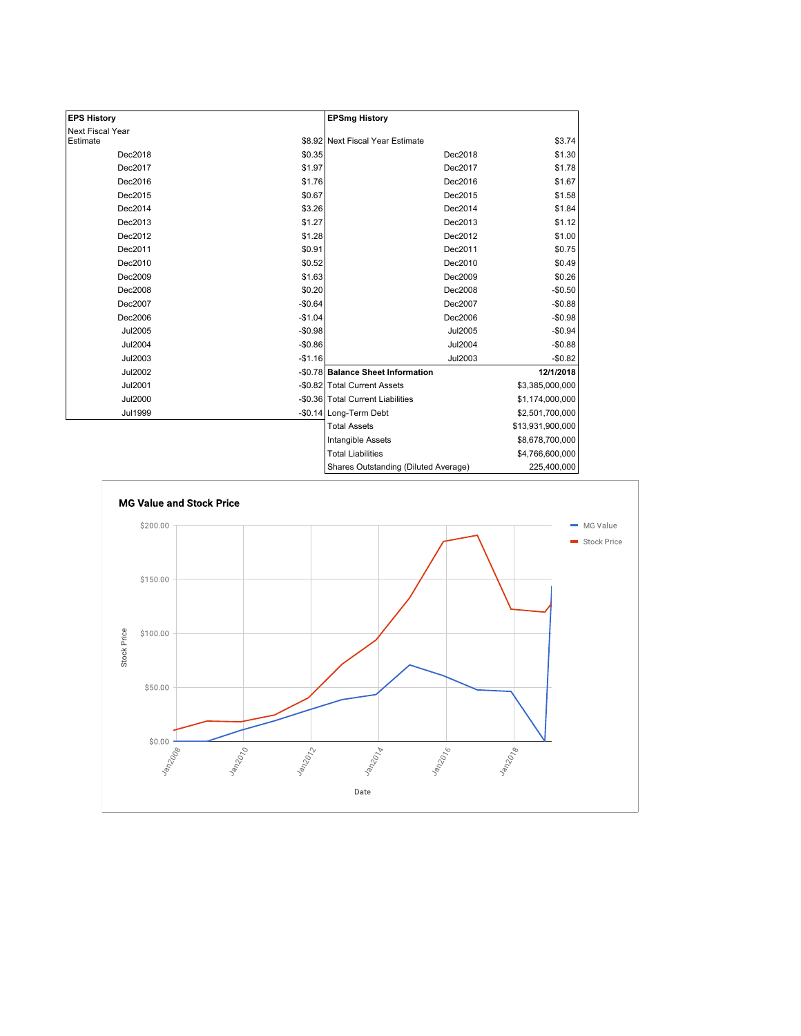| EPS History | | EPSmg History | |
|---|---|---|---|
| Next Fiscal Year Estimate | $8.92 | Next Fiscal Year Estimate | $3.74 |
| Dec2018 | $0.35 | Dec2018 | $1.30 |
| Dec2017 | $1.97 | Dec2017 | $1.78 |
| Dec2016 | $1.76 | Dec2016 | $1.67 |
| Dec2015 | $0.67 | Dec2015 | $1.58 |
| Dec2014 | $3.26 | Dec2014 | $1.84 |
| Dec2013 | $1.27 | Dec2013 | $1.12 |
| Dec2012 | $1.28 | Dec2012 | $1.00 |
| Dec2011 | $0.91 | Dec2011 | $0.75 |
| Dec2010 | $0.52 | Dec2010 | $0.49 |
| Dec2009 | $1.63 | Dec2009 | $0.26 |
| Dec2008 | $0.20 | Dec2008 | -$0.50 |
| Dec2007 | -$0.64 | Dec2007 | -$0.88 |
| Dec2006 | -$1.04 | Dec2006 | -$0.98 |
| Jul2005 | -$0.98 | Jul2005 | -$0.94 |
| Jul2004 | -$0.86 | Jul2004 | -$0.88 |
| Jul2003 | -$1.16 | Jul2003 | -$0.82 |
| Jul2002 | -$0.78 | **Balance Sheet Information** | **12/1/2018** |
| Jul2001 | -$0.82 | Total Current Assets | $3,385,000,000 |
| Jul2000 | -$0.36 | Total Current Liabilities | $1,174,000,000 |
| Jul1999 | -$0.14 | Long-Term Debt | $2,501,700,000 |
| | | Total Assets | $13,931,900,000 |
| | | Intangible Assets | $8,678,700,000 |
| | | Total Liabilities | $4,766,600,000 |
| | | Shares Outstanding (Diluted Average) | 225,400,000 |

## MG Value and Stock Price

Stock Price: $0.00, $50.00, $100.00, $150.00, $200.00

Date: Jan2008, Jan2010, Jan2012, Jan2014, Jan2016, Jan2018

Legend: MG Value, Stock Price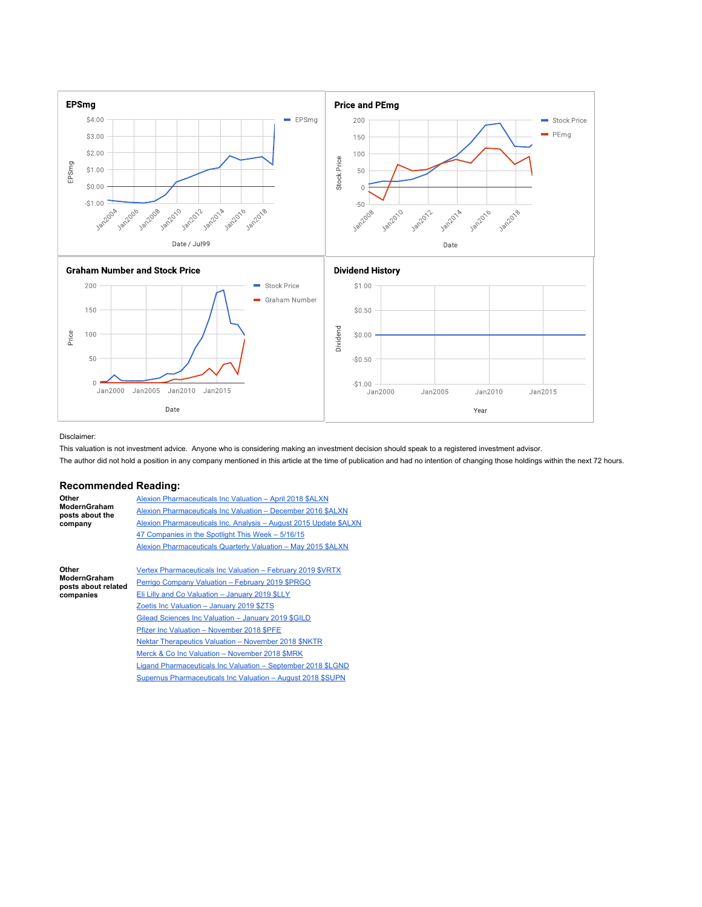**EPSmg**

$4.00
$3.00
$2.00
$1.00
$0.00
-$1.00

EPSmg

Jan2004 Jan2006 Jan2008 Jan2010 Jan2012 Jan2014 Jan2016 Jan2018

Date / Jul99

**Price and PEmg**

200
150
100
50
0
-50

Stock Price

Stock Price
PEmg

Jan2008 Jan2010 Jan2012 Jan2014 Jan2016 Jan2018

Date

**Graham Number and Stock Price**

200
150
100
50
0

Price

Stock Price
Graham Number

Jan2000 Jan2005 Jan2010 Jan2015

Date

**Dividend History**

$1.00
$0.50
$0.00
-$0.50
-$1.00

Dividend

Jan2000 Jan2005 Jan2010 Jan2015

Year

Disclaimer:

This valuation is not investment advice. Anyone who is considering making an investment decision should speak to a registered investment advisor.

The author did not hold a position in any company mentioned in this article at the time of publication and had no intention of changing those holdings within the next 72 hours.

## Recommended Reading:

**Other ModernGraham posts about the company**

- Alexion Pharmaceuticals Inc Valuation – April 2018 $ALXN
- Alexion Pharmaceuticals Inc Valuation – December 2016 $ALXN
- Alexion Pharmaceuticals Inc. Analysis – August 2015 Update $ALXN
- 47 Companies in the Spotlight This Week – 5/16/15
- Alexion Pharmaceuticals Quarterly Valuation – May 2015 $ALXN

**Other ModernGraham posts about related companies**

- Vertex Pharmaceuticals Inc Valuation – February 2019 $VRTX
- Perrigo Company Valuation – February 2019 $PRGO
- Eli Lilly and Co Valuation – January 2019 $LLY
- Zoetis Inc Valuation – January 2019 $ZTS
- Gilead Sciences Inc Valuation – January 2019 $GILD
- Pfizer Inc Valuation – November 2018 $PFE
- Nektar Therapeutics Valuation – November 2018 $NKTR
- Merck & Co Inc Valuation – November 2018 $MRK
- Ligand Pharmaceuticals Inc Valuation – September 2018 $LGND
- Supernus Pharmaceuticals Inc Valuation – August 2018 $SUPN